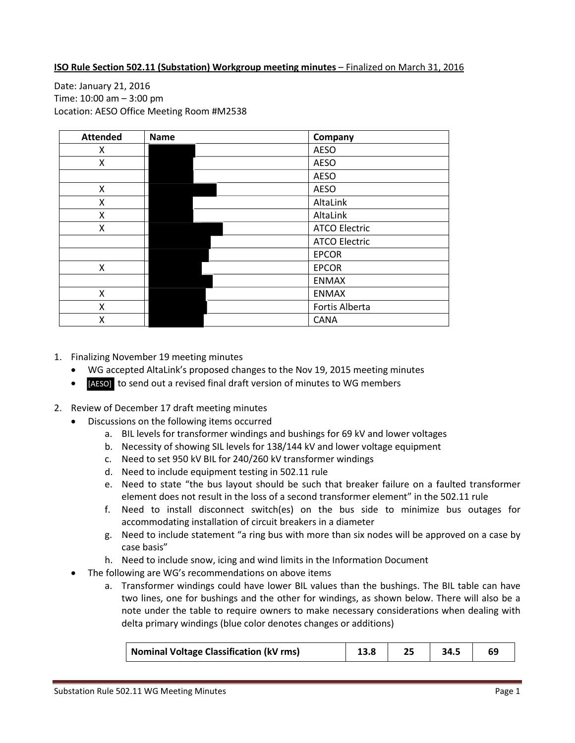**ISO Rule Section 502.11 (Substation) Workgroup meeting minutes** – Finalized on March 31, 2016

Date: January 21, 2016
Time: 10:00 am – 3:00 pm
Location: AESO Office Meeting Room #M2538

| Attended | Name | Company |
|---|---|---|
| X | | AESO |
| X | | AESO |
| | | AESO |
| X | | AESO |
| X | | AltaLink |
| X | | AltaLink |
| X | | ATCO Electric |
| | | ATCO Electric |
| | | EPCOR |
| X | | EPCOR |
| | | ENMAX |
| X | | ENMAX |
| X | | Fortis Alberta |
| X | | CANA |

1. Finalizing November 19 meeting minutes
   - WG accepted AltaLink's proposed changes to the Nov 19, 2015 meeting minutes
   - [AESO] to send out a revised final draft version of minutes to WG members

2. Review of December 17 draft meeting minutes
   - Discussions on the following items occurred
     a. BIL levels for transformer windings and bushings for 69 kV and lower voltages
     b. Necessity of showing SIL levels for 138/144 kV and lower voltage equipment
     c. Need to set 950 kV BIL for 240/260 kV transformer windings
     d. Need to include equipment testing in 502.11 rule
     e. Need to state "the bus layout should be such that breaker failure on a faulted transformer element does not result in the loss of a second transformer element" in the 502.11 rule
     f. Need to install disconnect switch(es) on the bus side to minimize bus outages for accommodating installation of circuit breakers in a diameter
     g. Need to include statement "a ring bus with more than six nodes will be approved on a case by case basis"
     h. Need to include snow, icing and wind limits in the Information Document
   - The following are WG's recommendations on above items
     a. Transformer windings could have lower BIL values than the bushings. The BIL table can have two lines, one for bushings and the other for windings, as shown below. There will also be a note under the table to require owners to make necessary considerations when dealing with delta primary windings (blue color denotes changes or additions)

| Nominal Voltage Classification (kV rms) | 13.8 | 25 | 34.5 | 69 |
|---|---|---|---|---|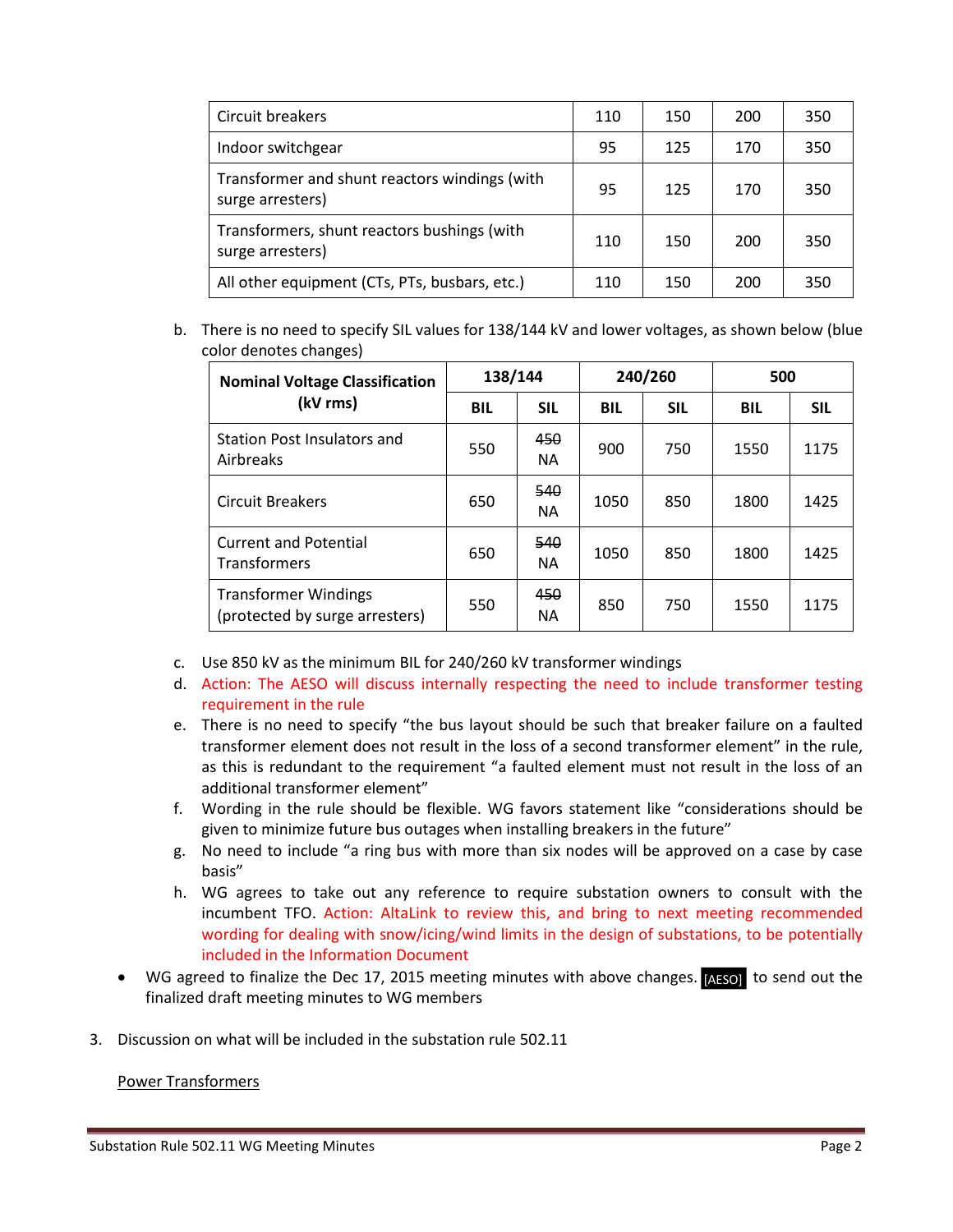| Circuit breakers | 110 | 150 | 200 | 350 |
|---|---|---|---|---|
| Indoor switchgear | 95 | 125 | 170 | 350 |
| Transformer and shunt reactors windings (with surge arresters) | 95 | 125 | 170 | 350 |
| Transformers, shunt reactors bushings (with surge arresters) | 110 | 150 | 200 | 350 |
| All other equipment (CTs, PTs, busbars, etc.) | 110 | 150 | 200 | 350 |

b. There is no need to specify SIL values for 138/144 kV and lower voltages, as shown below (blue color denotes changes)

| Nominal Voltage Classification (kV rms) | 138/144 | | 240/260 | | 500 | |
|---|---|---|---|---|---|---|
| | BIL | SIL | BIL | SIL | BIL | SIL |
| Station Post Insulators and Airbreaks | 550 | ~~450~~ NA | 900 | 750 | 1550 | 1175 |
| Circuit Breakers | 650 | ~~540~~ NA | 1050 | 850 | 1800 | 1425 |
| Current and Potential Transformers | 650 | ~~540~~ NA | 1050 | 850 | 1800 | 1425 |
| Transformer Windings (protected by surge arresters) | 550 | ~~450~~ NA | 850 | 750 | 1550 | 1175 |

c. Use 850 kV as the minimum BIL for 240/260 kV transformer windings
d. Action: The AESO will discuss internally respecting the need to include transformer testing requirement in the rule
e. There is no need to specify "the bus layout should be such that breaker failure on a faulted transformer element does not result in the loss of a second transformer element" in the rule, as this is redundant to the requirement "a faulted element must not result in the loss of an additional transformer element"
f. Wording in the rule should be flexible. WG favors statement like "considerations should be given to minimize future bus outages when installing breakers in the future"
g. No need to include "a ring bus with more than six nodes will be approved on a case by case basis"
h. WG agrees to take out any reference to require substation owners to consult with the incumbent TFO. Action: AltaLink to review this, and bring to next meeting recommended wording for dealing with snow/icing/wind limits in the design of substations, to be potentially included in the Information Document

- WG agreed to finalize the Dec 17, 2015 meeting minutes with above changes. [AESO] to send out the finalized draft meeting minutes to WG members

3. Discussion on what will be included in the substation rule 502.11

Power Transformers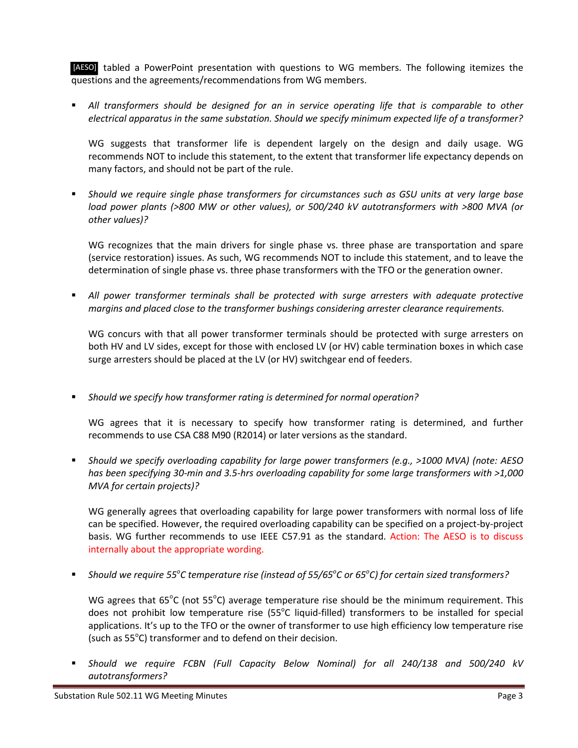[AESO] tabled a PowerPoint presentation with questions to WG members. The following itemizes the questions and the agreements/recommendations from WG members.

- *All transformers should be designed for an in service operating life that is comparable to other electrical apparatus in the same substation. Should we specify minimum expected life of a transformer?*

  WG suggests that transformer life is dependent largely on the design and daily usage. WG recommends NOT to include this statement, to the extent that transformer life expectancy depends on many factors, and should not be part of the rule.

- *Should we require single phase transformers for circumstances such as GSU units at very large base load power plants (>800 MW or other values), or 500/240 kV autotransformers with >800 MVA (or other values)?*

  WG recognizes that the main drivers for single phase vs. three phase are transportation and spare (service restoration) issues. As such, WG recommends NOT to include this statement, and to leave the determination of single phase vs. three phase transformers with the TFO or the generation owner.

- *All power transformer terminals shall be protected with surge arresters with adequate protective margins and placed close to the transformer bushings considering arrester clearance requirements.*

  WG concurs with that all power transformer terminals should be protected with surge arresters on both HV and LV sides, except for those with enclosed LV (or HV) cable termination boxes in which case surge arresters should be placed at the LV (or HV) switchgear end of feeders.

- *Should we specify how transformer rating is determined for normal operation?*

  WG agrees that it is necessary to specify how transformer rating is determined, and further recommends to use CSA C88 M90 (R2014) or later versions as the standard.

- *Should we specify overloading capability for large power transformers (e.g., >1000 MVA) (note: AESO has been specifying 30-min and 3.5-hrs overloading capability for some large transformers with >1,000 MVA for certain projects)?*

  WG generally agrees that overloading capability for large power transformers with normal loss of life can be specified. However, the required overloading capability can be specified on a project-by-project basis. WG further recommends to use IEEE C57.91 as the standard. Action: The AESO is to discuss internally about the appropriate wording.

- *Should we require 55°C temperature rise (instead of 55/65°C or 65°C) for certain sized transformers?*

  WG agrees that 65°C (not 55°C) average temperature rise should be the minimum requirement. This does not prohibit low temperature rise (55°C liquid-filled) transformers to be installed for special applications. It's up to the TFO or the owner of transformer to use high efficiency low temperature rise (such as 55°C) transformer and to defend on their decision.

- *Should we require FCBN (Full Capacity Below Nominal) for all 240/138 and 500/240 kV autotransformers?*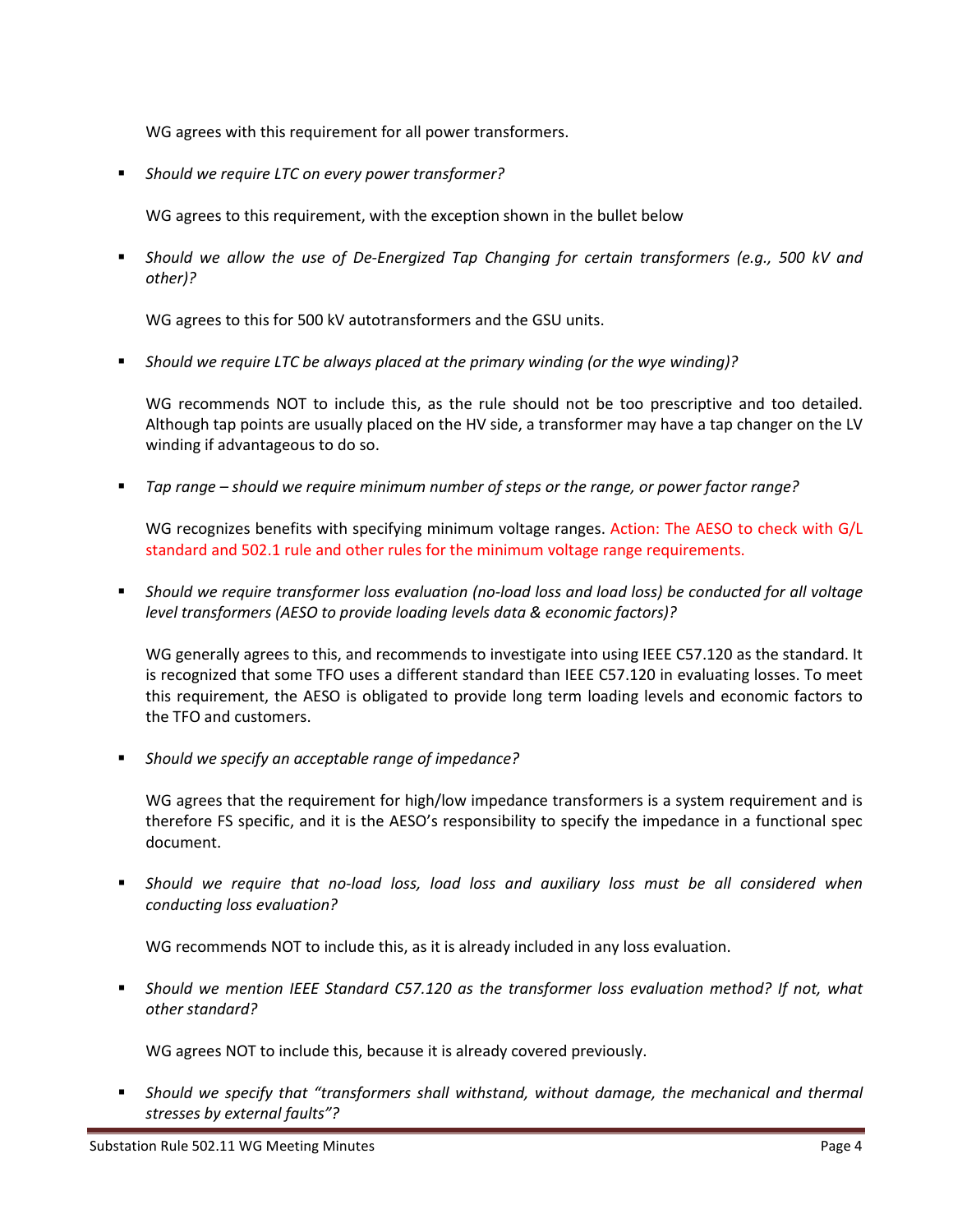WG agrees with this requirement for all power transformers.

- *Should we require LTC on every power transformer?*

  WG agrees to this requirement, with the exception shown in the bullet below

- *Should we allow the use of De-Energized Tap Changing for certain transformers (e.g., 500 kV and other)?*

  WG agrees to this for 500 kV autotransformers and the GSU units.

- *Should we require LTC be always placed at the primary winding (or the wye winding)?*

  WG recommends NOT to include this, as the rule should not be too prescriptive and too detailed. Although tap points are usually placed on the HV side, a transformer may have a tap changer on the LV winding if advantageous to do so.

- *Tap range – should we require minimum number of steps or the range, or power factor range?*

  WG recognizes benefits with specifying minimum voltage ranges. Action: The AESO to check with G/L standard and 502.1 rule and other rules for the minimum voltage range requirements.

- *Should we require transformer loss evaluation (no-load loss and load loss) be conducted for all voltage level transformers (AESO to provide loading levels data & economic factors)?*

  WG generally agrees to this, and recommends to investigate into using IEEE C57.120 as the standard. It is recognized that some TFO uses a different standard than IEEE C57.120 in evaluating losses. To meet this requirement, the AESO is obligated to provide long term loading levels and economic factors to the TFO and customers.

- *Should we specify an acceptable range of impedance?*

  WG agrees that the requirement for high/low impedance transformers is a system requirement and is therefore FS specific, and it is the AESO's responsibility to specify the impedance in a functional spec document.

- *Should we require that no-load loss, load loss and auxiliary loss must be all considered when conducting loss evaluation?*

  WG recommends NOT to include this, as it is already included in any loss evaluation.

- *Should we mention IEEE Standard C57.120 as the transformer loss evaluation method? If not, what other standard?*

  WG agrees NOT to include this, because it is already covered previously.

- *Should we specify that "transformers shall withstand, without damage, the mechanical and thermal stresses by external faults"?*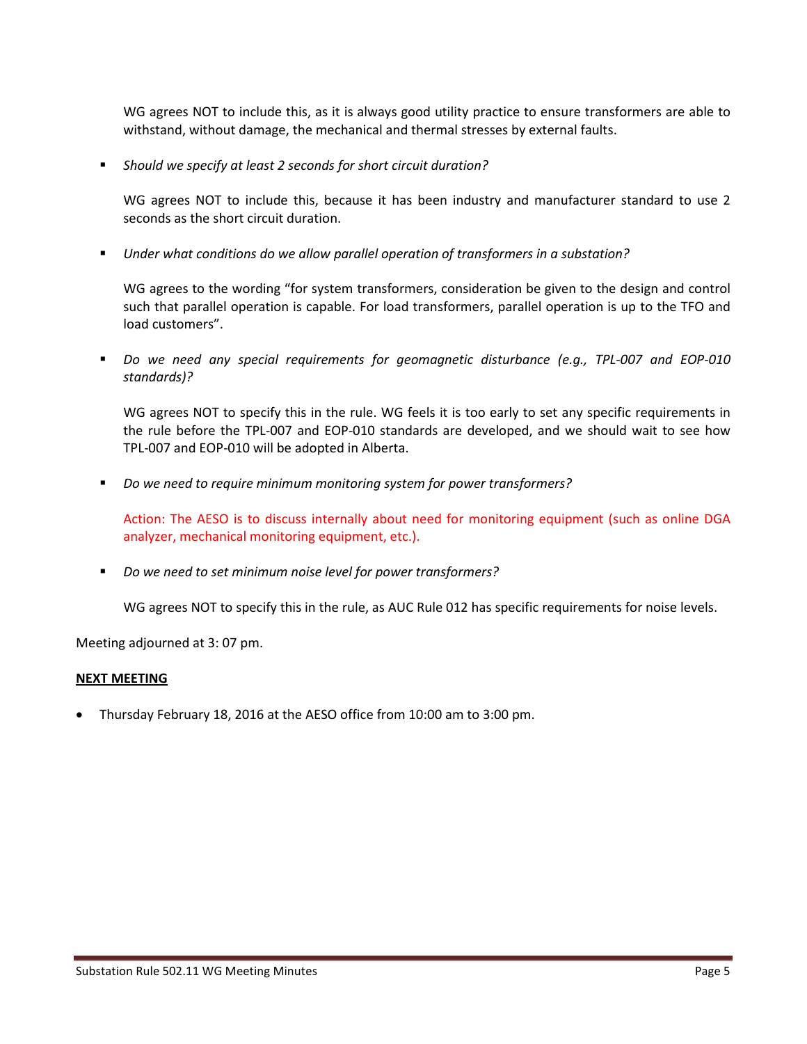WG agrees NOT to include this, as it is always good utility practice to ensure transformers are able to withstand, without damage, the mechanical and thermal stresses by external faults.

- *Should we specify at least 2 seconds for short circuit duration?*

  WG agrees NOT to include this, because it has been industry and manufacturer standard to use 2 seconds as the short circuit duration.

- *Under what conditions do we allow parallel operation of transformers in a substation?*

  WG agrees to the wording "for system transformers, consideration be given to the design and control such that parallel operation is capable. For load transformers, parallel operation is up to the TFO and load customers".

- *Do we need any special requirements for geomagnetic disturbance (e.g., TPL-007 and EOP-010 standards)?*

  WG agrees NOT to specify this in the rule. WG feels it is too early to set any specific requirements in the rule before the TPL-007 and EOP-010 standards are developed, and we should wait to see how TPL-007 and EOP-010 will be adopted in Alberta.

- *Do we need to require minimum monitoring system for power transformers?*

  Action: The AESO is to discuss internally about need for monitoring equipment (such as online DGA analyzer, mechanical monitoring equipment, etc.).

- *Do we need to set minimum noise level for power transformers?*

  WG agrees NOT to specify this in the rule, as AUC Rule 012 has specific requirements for noise levels.

Meeting adjourned at 3: 07 pm.

**NEXT MEETING**

- Thursday February 18, 2016 at the AESO office from 10:00 am to 3:00 pm.